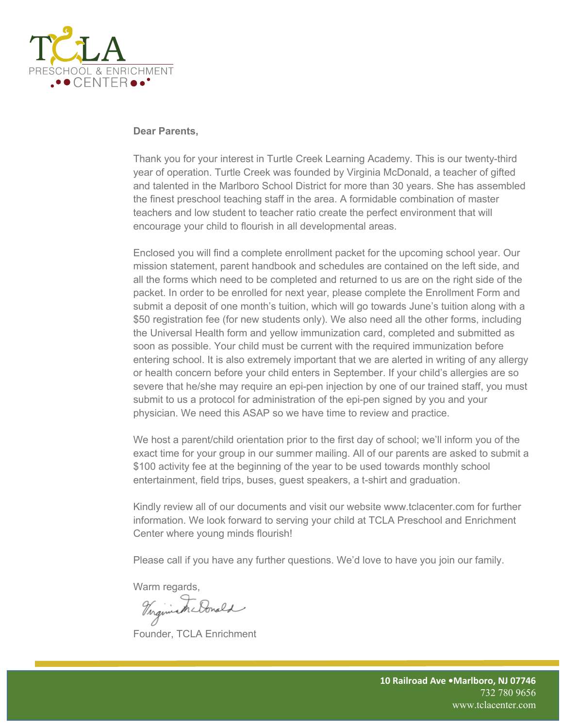TCLA
PRESCHOOL & ENRICHMENT
CENTER

**Dear Parents,**

Thank you for your interest in Turtle Creek Learning Academy. This is our twenty-third year of operation. Turtle Creek was founded by Virginia McDonald, a teacher of gifted and talented in the Marlboro School District for more than 30 years. She has assembled the finest preschool teaching staff in the area. A formidable combination of master teachers and low student to teacher ratio create the perfect environment that will encourage your child to flourish in all developmental areas.

Enclosed you will find a complete enrollment packet for the upcoming school year. Our mission statement, parent handbook and schedules are contained on the left side, and all the forms which need to be completed and returned to us are on the right side of the packet. In order to be enrolled for next year, please complete the Enrollment Form and submit a deposit of one month's tuition, which will go towards June's tuition along with a $50 registration fee (for new students only). We also need all the other forms, including the Universal Health form and yellow immunization card, completed and submitted as soon as possible. Your child must be current with the required immunization before entering school. It is also extremely important that we are alerted in writing of any allergy or health concern before your child enters in September. If your child's allergies are so severe that he/she may require an epi-pen injection by one of our trained staff, you must submit to us a protocol for administration of the epi-pen signed by you and your physician. We need this ASAP so we have time to review and practice.

We host a parent/child orientation prior to the first day of school; we'll inform you of the exact time for your group in our summer mailing. All of our parents are asked to submit a $100 activity fee at the beginning of the year to be used towards monthly school entertainment, field trips, buses, guest speakers, a t-shirt and graduation.

Kindly review all of our documents and visit our website www.tclacenter.com for further information. We look forward to serving your child at TCLA Preschool and Enrichment Center where young minds flourish!

Please call if you have any further questions. We'd love to have you join our family.

Warm regards,

Virginia McDonald

Founder, TCLA Enrichment

**10 Railroad Ave • Marlboro, NJ 07746**
732 780 9656
www.tclacenter.com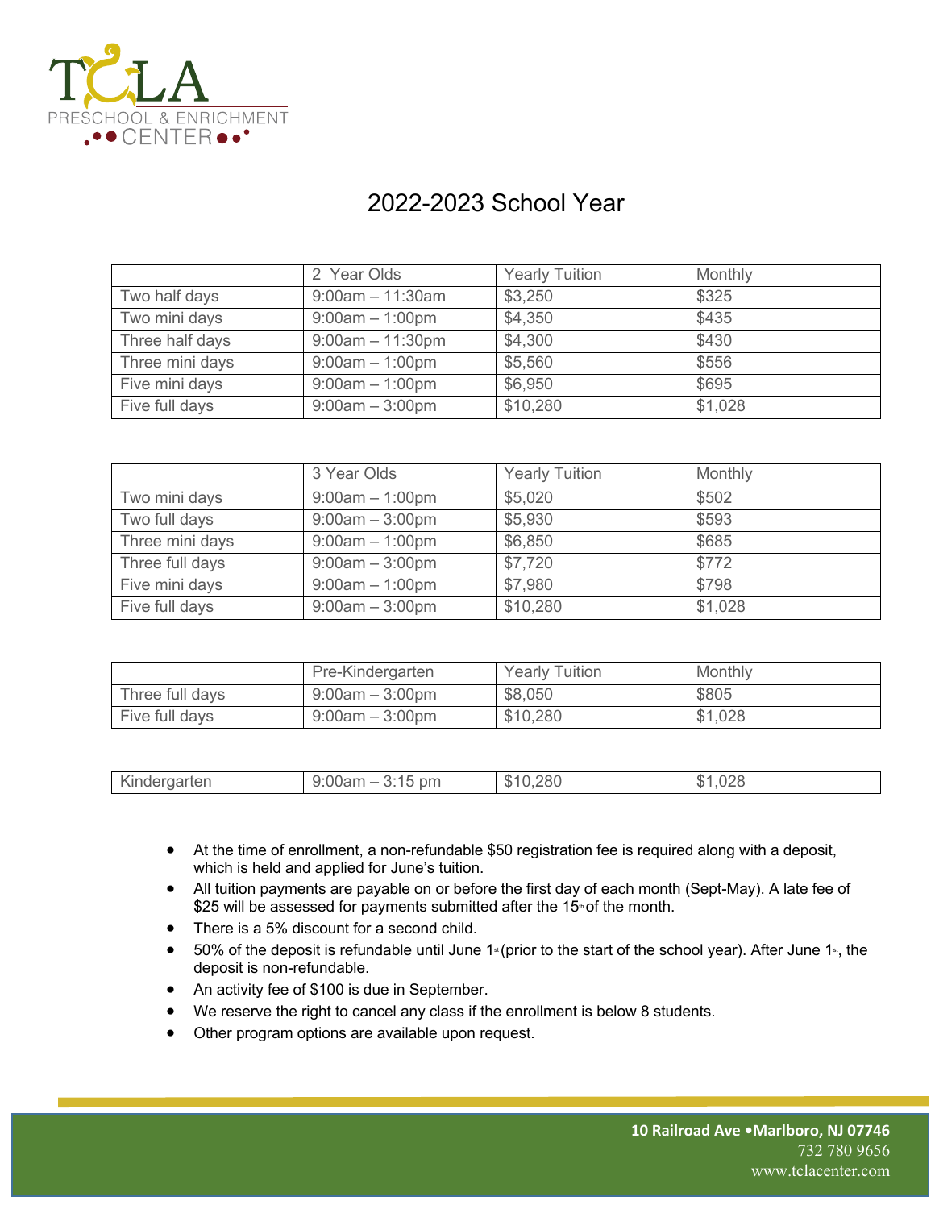TCLA PRESCHOOL & ENRICHMENT CENTER

# 2022-2023 School Year

| | 2 Year Olds | Yearly Tuition | Monthly |
|---|---|---|---|
| Two half days | 9:00am – 11:30am | $3,250 | $325 |
| Two mini days | 9:00am – 1:00pm | $4,350 | $435 |
| Three half days | 9:00am – 11:30pm | $4,300 | $430 |
| Three mini days | 9:00am – 1:00pm | $5,560 | $556 |
| Five mini days | 9:00am – 1:00pm | $6,950 | $695 |
| Five full days | 9:00am – 3:00pm | $10,280 | $1,028 |

| | 3 Year Olds | Yearly Tuition | Monthly |
|---|---|---|---|
| Two mini days | 9:00am – 1:00pm | $5,020 | $502 |
| Two full days | 9:00am – 3:00pm | $5,930 | $593 |
| Three mini days | 9:00am – 1:00pm | $6,850 | $685 |
| Three full days | 9:00am – 3:00pm | $7,720 | $772 |
| Five mini days | 9:00am – 1:00pm | $7,980 | $798 |
| Five full days | 9:00am – 3:00pm | $10,280 | $1,028 |

| | Pre-Kindergarten | Yearly Tuition | Monthly |
|---|---|---|---|
| Three full days | 9:00am – 3:00pm | $8,050 | $805 |
| Five full days | 9:00am – 3:00pm | $10,280 | $1,028 |

| | | | |
|---|---|---|---|
| Kindergarten | 9:00am – 3:15 pm | $10,280 | $1,028 |

- At the time of enrollment, a non-refundable $50 registration fee is required along with a deposit, which is held and applied for June's tuition.
- All tuition payments are payable on or before the first day of each month (Sept-May). A late fee of $25 will be assessed for payments submitted after the 15th of the month.
- There is a 5% discount for a second child.
- 50% of the deposit is refundable until June 1st (prior to the start of the school year). After June 1st, the deposit is non-refundable.
- An activity fee of $100 is due in September.
- We reserve the right to cancel any class if the enrollment is below 8 students.
- Other program options are available upon request.

**10 Railroad Ave •Marlboro, NJ 07746**
732 780 9656
www.tclacenter.com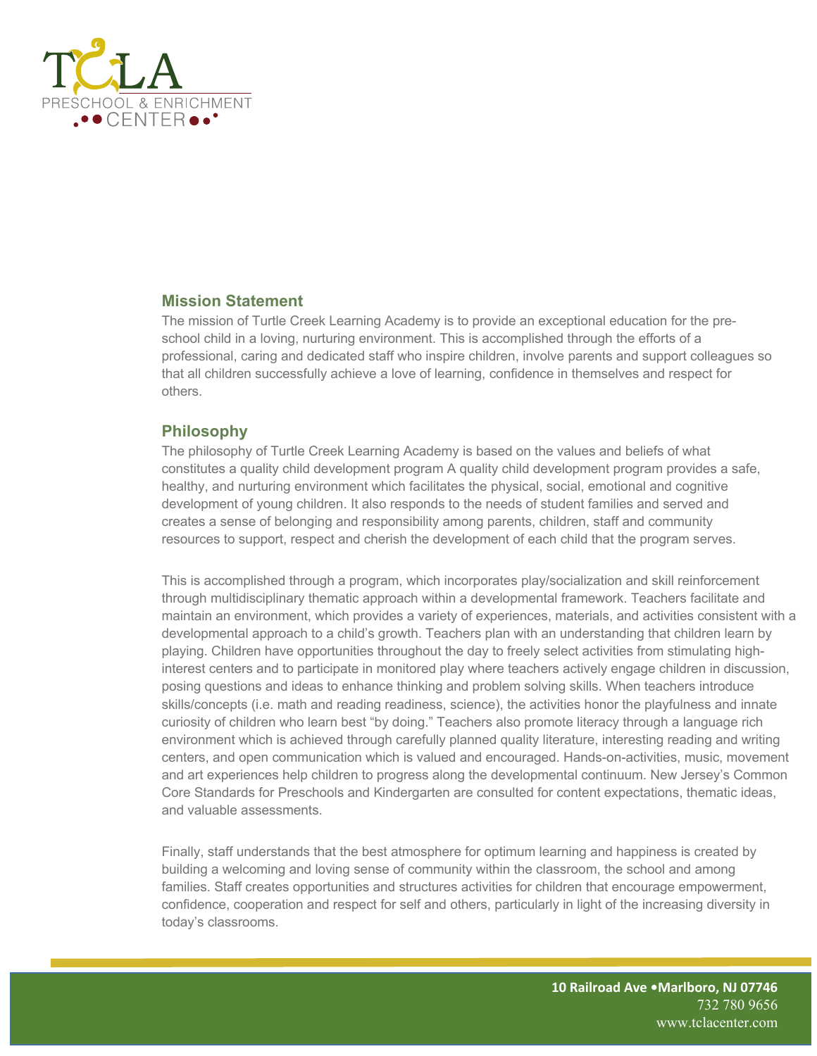## Mission Statement

The mission of Turtle Creek Learning Academy is to provide an exceptional education for the pre-school child in a loving, nurturing environment. This is accomplished through the efforts of a professional, caring and dedicated staff who inspire children, involve parents and support colleagues so that all children successfully achieve a love of learning, confidence in themselves and respect for others.

## Philosophy

The philosophy of Turtle Creek Learning Academy is based on the values and beliefs of what constitutes a quality child development program A quality child development program provides a safe, healthy, and nurturing environment which facilitates the physical, social, emotional and cognitive development of young children. It also responds to the needs of student families and served and creates a sense of belonging and responsibility among parents, children, staff and community resources to support, respect and cherish the development of each child that the program serves.

This is accomplished through a program, which incorporates play/socialization and skill reinforcement through multidisciplinary thematic approach within a developmental framework. Teachers facilitate and maintain an environment, which provides a variety of experiences, materials, and activities consistent with a developmental approach to a child's growth. Teachers plan with an understanding that children learn by playing. Children have opportunities throughout the day to freely select activities from stimulating high-interest centers and to participate in monitored play where teachers actively engage children in discussion, posing questions and ideas to enhance thinking and problem solving skills. When teachers introduce skills/concepts (i.e. math and reading readiness, science), the activities honor the playfulness and innate curiosity of children who learn best "by doing." Teachers also promote literacy through a language rich environment which is achieved through carefully planned quality literature, interesting reading and writing centers, and open communication which is valued and encouraged. Hands-on-activities, music, movement and art experiences help children to progress along the developmental continuum. New Jersey's Common Core Standards for Preschools and Kindergarten are consulted for content expectations, thematic ideas, and valuable assessments.

Finally, staff understands that the best atmosphere for optimum learning and happiness is created by building a welcoming and loving sense of community within the classroom, the school and among families. Staff creates opportunities and structures activities for children that encourage empowerment, confidence, cooperation and respect for self and others, particularly in light of the increasing diversity in today's classrooms.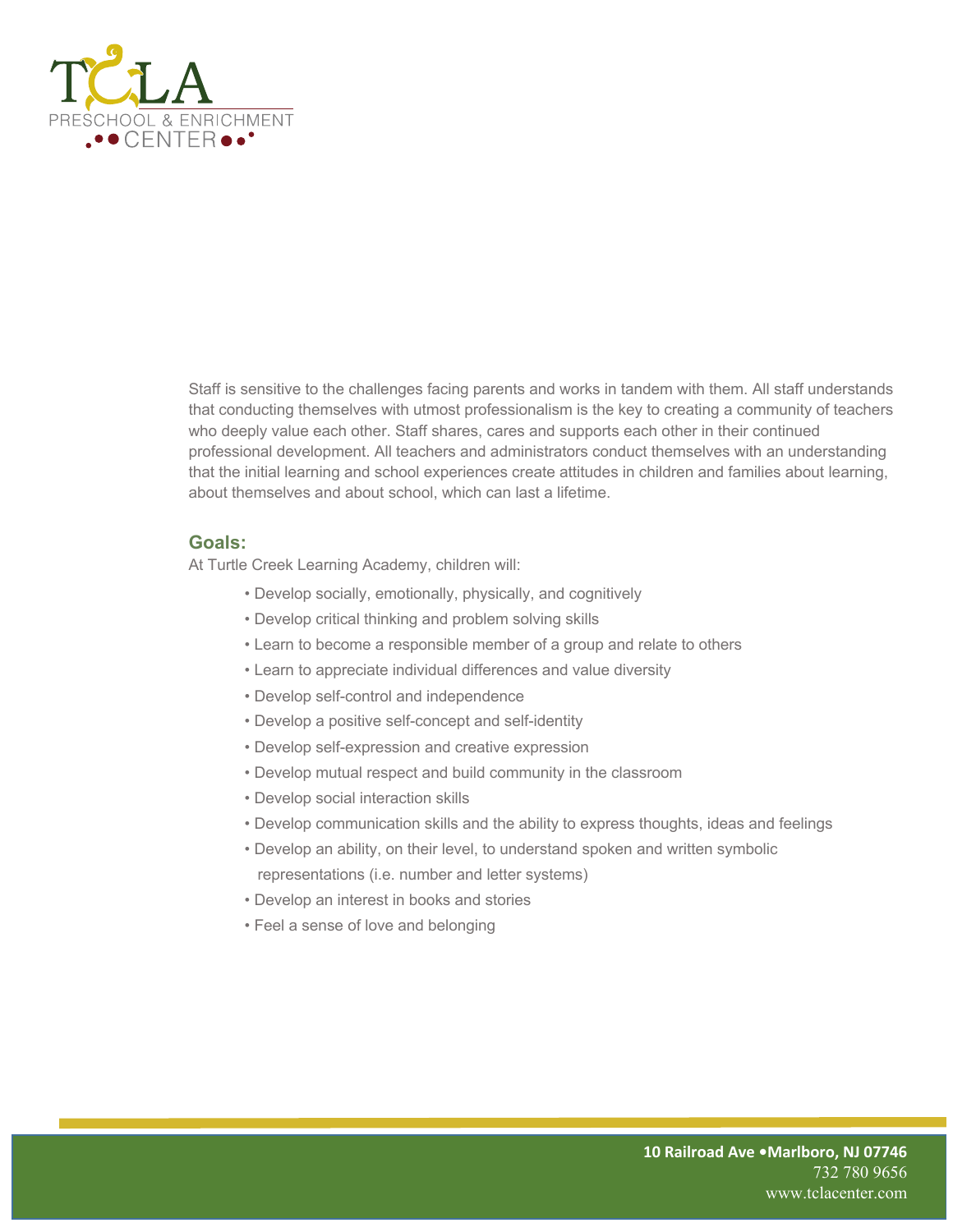Staff is sensitive to the challenges facing parents and works in tandem with them. All staff understands that conducting themselves with utmost professionalism is the key to creating a community of teachers who deeply value each other. Staff shares, cares and supports each other in their continued professional development. All teachers and administrators conduct themselves with an understanding that the initial learning and school experiences create attitudes in children and families about learning, about themselves and about school, which can last a lifetime.

## Goals:

At Turtle Creek Learning Academy, children will:

- Develop socially, emotionally, physically, and cognitively
- Develop critical thinking and problem solving skills
- Learn to become a responsible member of a group and relate to others
- Learn to appreciate individual differences and value diversity
- Develop self-control and independence
- Develop a positive self-concept and self-identity
- Develop self-expression and creative expression
- Develop mutual respect and build community in the classroom
- Develop social interaction skills
- Develop communication skills and the ability to express thoughts, ideas and feelings
- Develop an ability, on their level, to understand spoken and written symbolic representations (i.e. number and letter systems)
- Develop an interest in books and stories
- Feel a sense of love and belonging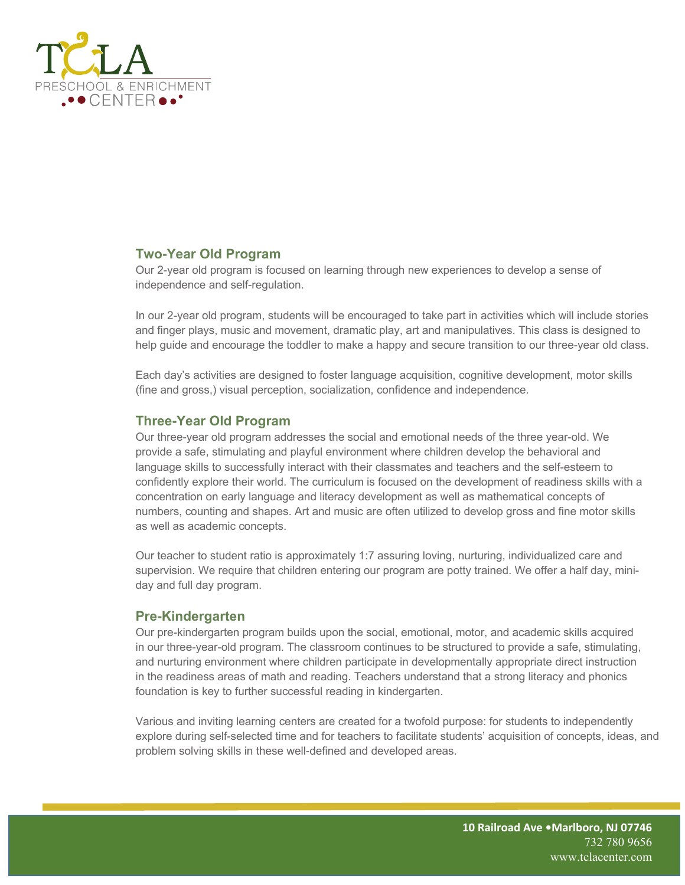## Two-Year Old Program

Our 2-year old program is focused on learning through new experiences to develop a sense of independence and self-regulation.

In our 2-year old program, students will be encouraged to take part in activities which will include stories and finger plays, music and movement, dramatic play, art and manipulatives. This class is designed to help guide and encourage the toddler to make a happy and secure transition to our three-year old class.

Each day's activities are designed to foster language acquisition, cognitive development, motor skills (fine and gross,) visual perception, socialization, confidence and independence.

## Three-Year Old Program

Our three-year old program addresses the social and emotional needs of the three year-old. We provide a safe, stimulating and playful environment where children develop the behavioral and language skills to successfully interact with their classmates and teachers and the self-esteem to confidently explore their world. The curriculum is focused on the development of readiness skills with a concentration on early language and literacy development as well as mathematical concepts of numbers, counting and shapes. Art and music are often utilized to develop gross and fine motor skills as well as academic concepts.

Our teacher to student ratio is approximately 1:7 assuring loving, nurturing, individualized care and supervision. We require that children entering our program are potty trained. We offer a half day, mini-day and full day program.

## Pre-Kindergarten

Our pre-kindergarten program builds upon the social, emotional, motor, and academic skills acquired in our three-year-old program. The classroom continues to be structured to provide a safe, stimulating, and nurturing environment where children participate in developmentally appropriate direct instruction in the readiness areas of math and reading. Teachers understand that a strong literacy and phonics foundation is key to further successful reading in kindergarten.

Various and inviting learning centers are created for a twofold purpose: for students to independently explore during self-selected time and for teachers to facilitate students' acquisition of concepts, ideas, and problem solving skills in these well-defined and developed areas.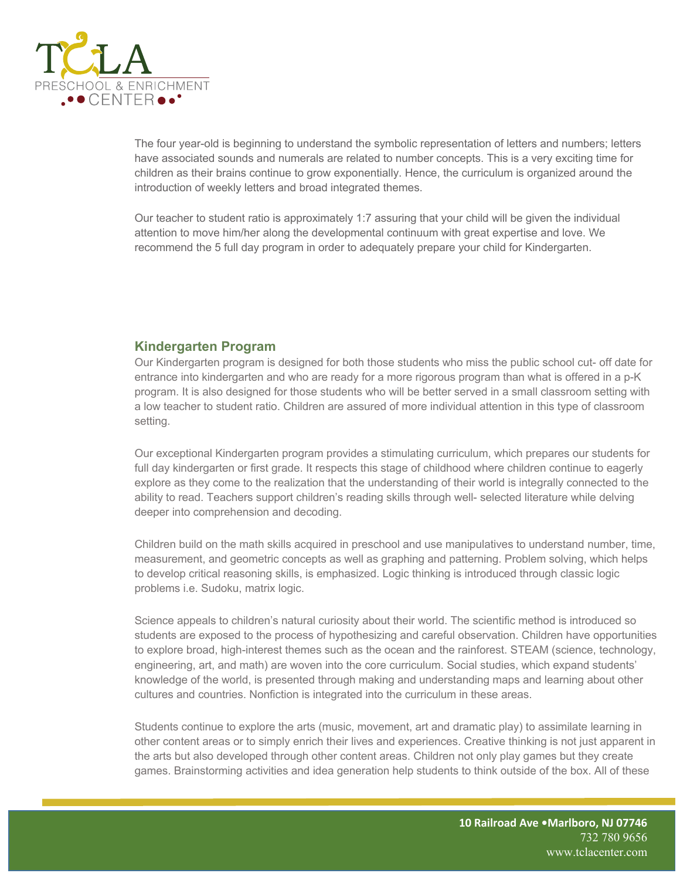The four year-old is beginning to understand the symbolic representation of letters and numbers; letters have associated sounds and numerals are related to number concepts. This is a very exciting time for children as their brains continue to grow exponentially. Hence, the curriculum is organized around the introduction of weekly letters and broad integrated themes.

Our teacher to student ratio is approximately 1:7 assuring that your child will be given the individual attention to move him/her along the developmental continuum with great expertise and love. We recommend the 5 full day program in order to adequately prepare your child for Kindergarten.

### Kindergarten Program

Our Kindergarten program is designed for both those students who miss the public school cut- off date for entrance into kindergarten and who are ready for a more rigorous program than what is offered in a p-K program. It is also designed for those students who will be better served in a small classroom setting with a low teacher to student ratio. Children are assured of more individual attention in this type of classroom setting.

Our exceptional Kindergarten program provides a stimulating curriculum, which prepares our students for full day kindergarten or first grade. It respects this stage of childhood where children continue to eagerly explore as they come to the realization that the understanding of their world is integrally connected to the ability to read. Teachers support children's reading skills through well- selected literature while delving deeper into comprehension and decoding.

Children build on the math skills acquired in preschool and use manipulatives to understand number, time, measurement, and geometric concepts as well as graphing and patterning. Problem solving, which helps to develop critical reasoning skills, is emphasized. Logic thinking is introduced through classic logic problems i.e. Sudoku, matrix logic.

Science appeals to children's natural curiosity about their world. The scientific method is introduced so students are exposed to the process of hypothesizing and careful observation. Children have opportunities to explore broad, high-interest themes such as the ocean and the rainforest. STEAM (science, technology, engineering, art, and math) are woven into the core curriculum. Social studies, which expand students' knowledge of the world, is presented through making and understanding maps and learning about other cultures and countries. Nonfiction is integrated into the curriculum in these areas.

Students continue to explore the arts (music, movement, art and dramatic play) to assimilate learning in other content areas or to simply enrich their lives and experiences. Creative thinking is not just apparent in the arts but also developed through other content areas. Children not only play games but they create games. Brainstorming activities and idea generation help students to think outside of the box. All of these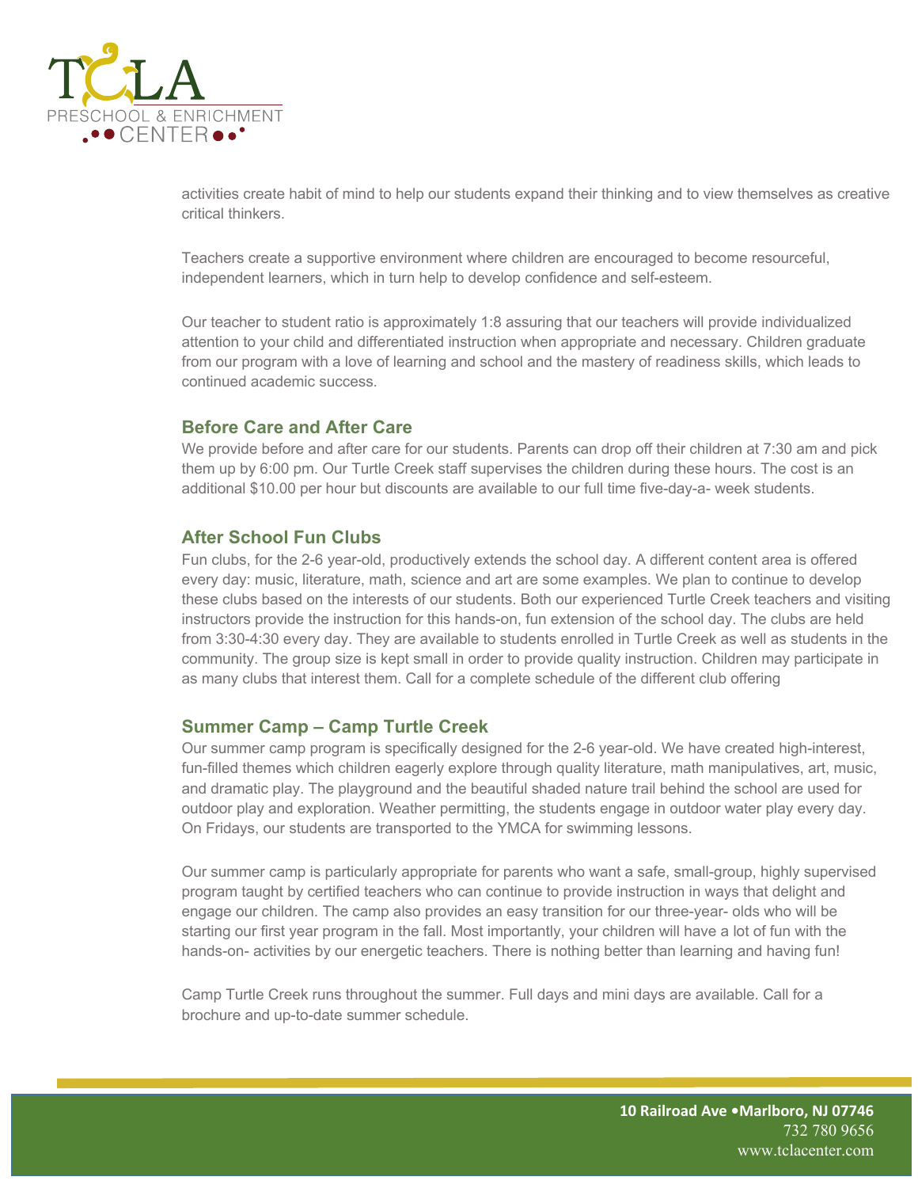activities create habit of mind to help our students expand their thinking and to view themselves as creative critical thinkers.

Teachers create a supportive environment where children are encouraged to become resourceful, independent learners, which in turn help to develop confidence and self-esteem.

Our teacher to student ratio is approximately 1:8 assuring that our teachers will provide individualized attention to your child and differentiated instruction when appropriate and necessary. Children graduate from our program with a love of learning and school and the mastery of readiness skills, which leads to continued academic success.

## Before Care and After Care

We provide before and after care for our students. Parents can drop off their children at 7:30 am and pick them up by 6:00 pm. Our Turtle Creek staff supervises the children during these hours. The cost is an additional $10.00 per hour but discounts are available to our full time five-day-a- week students.

## After School Fun Clubs

Fun clubs, for the 2-6 year-old, productively extends the school day. A different content area is offered every day: music, literature, math, science and art are some examples. We plan to continue to develop these clubs based on the interests of our students. Both our experienced Turtle Creek teachers and visiting instructors provide the instruction for this hands-on, fun extension of the school day. The clubs are held from 3:30-4:30 every day. They are available to students enrolled in Turtle Creek as well as students in the community. The group size is kept small in order to provide quality instruction. Children may participate in as many clubs that interest them. Call for a complete schedule of the different club offering

## Summer Camp – Camp Turtle Creek

Our summer camp program is specifically designed for the 2-6 year-old. We have created high-interest, fun-filled themes which children eagerly explore through quality literature, math manipulatives, art, music, and dramatic play. The playground and the beautiful shaded nature trail behind the school are used for outdoor play and exploration. Weather permitting, the students engage in outdoor water play every day. On Fridays, our students are transported to the YMCA for swimming lessons.

Our summer camp is particularly appropriate for parents who want a safe, small-group, highly supervised program taught by certified teachers who can continue to provide instruction in ways that delight and engage our children. The camp also provides an easy transition for our three-year- olds who will be starting our first year program in the fall. Most importantly, your children will have a lot of fun with the hands-on- activities by our energetic teachers. There is nothing better than learning and having fun!

Camp Turtle Creek runs throughout the summer. Full days and mini days are available. Call for a brochure and up-to-date summer schedule.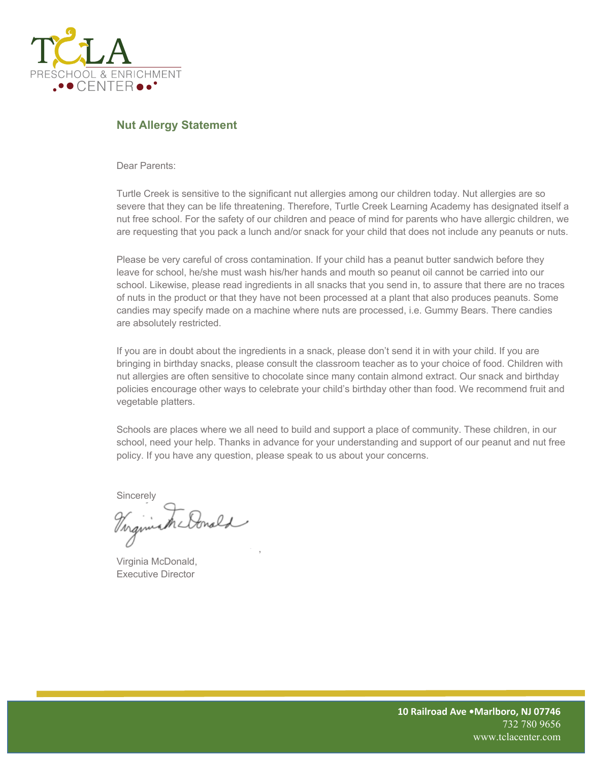TCLA
PRESCHOOL & ENRICHMENT CENTER

## Nut Allergy Statement

Dear Parents:

Turtle Creek is sensitive to the significant nut allergies among our children today. Nut allergies are so severe that they can be life threatening. Therefore, Turtle Creek Learning Academy has designated itself a nut free school. For the safety of our children and peace of mind for parents who have allergic children, we are requesting that you pack a lunch and/or snack for your child that does not include any peanuts or nuts.

Please be very careful of cross contamination. If your child has a peanut butter sandwich before they leave for school, he/she must wash his/her hands and mouth so peanut oil cannot be carried into our school. Likewise, please read ingredients in all snacks that you send in, to assure that there are no traces of nuts in the product or that they have not been processed at a plant that also produces peanuts. Some candies may specify made on a machine where nuts are processed, i.e. Gummy Bears. There candies are absolutely restricted.

If you are in doubt about the ingredients in a snack, please don't send it in with your child. If you are bringing in birthday snacks, please consult the classroom teacher as to your choice of food. Children with nut allergies are often sensitive to chocolate since many contain almond extract. Our snack and birthday policies encourage other ways to celebrate your child's birthday other than food. We recommend fruit and vegetable platters.

Schools are places where we all need to build and support a place of community. These children, in our school, need your help. Thanks in advance for your understanding and support of our peanut and nut free policy. If you have any question, please speak to us about your concerns.

Sincerely

Virginia McDonald,
Executive Director

**10 Railroad Ave •Marlboro, NJ 07746**
732 780 9656
www.tclacenter.com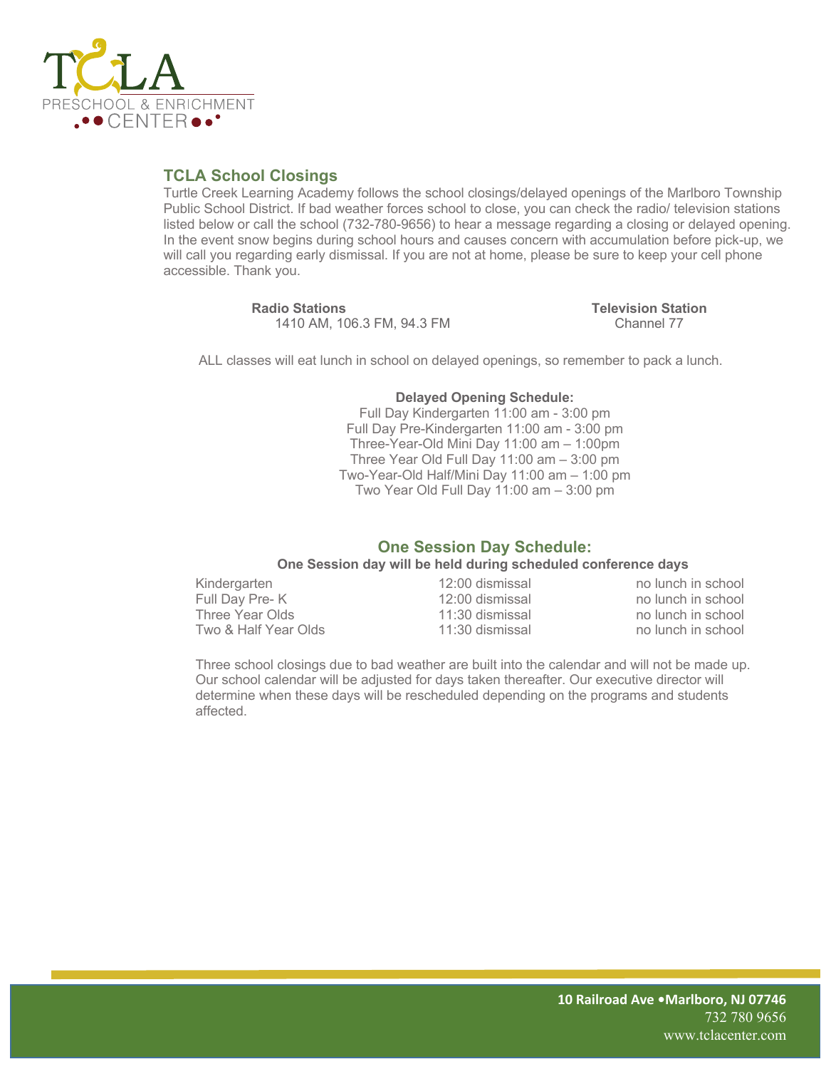TCLA
PRESCHOOL & ENRICHMENT
CENTER

## TCLA School Closings

Turtle Creek Learning Academy follows the school closings/delayed openings of the Marlboro Township Public School District. If bad weather forces school to close, you can check the radio/ television stations listed below or call the school (732-780-9656) to hear a message regarding a closing or delayed opening. In the event snow begins during school hours and causes concern with accumulation before pick-up, we will call you regarding early dismissal. If you are not at home, please be sure to keep your cell phone accessible. Thank you.

**Radio Stations**
1410 AM, 106.3 FM, 94.3 FM

**Television Station**
Channel 77

ALL classes will eat lunch in school on delayed openings, so remember to pack a lunch.

**Delayed Opening Schedule:**

Full Day Kindergarten 11:00 am - 3:00 pm
Full Day Pre-Kindergarten 11:00 am - 3:00 pm
Three-Year-Old Mini Day 11:00 am – 1:00pm
Three Year Old Full Day 11:00 am – 3:00 pm
Two-Year-Old Half/Mini Day 11:00 am – 1:00 pm
Two Year Old Full Day 11:00 am – 3:00 pm

## One Session Day Schedule:

**One Session day will be held during scheduled conference days**

| | | |
|---|---|---|
| Kindergarten | 12:00 dismissal | no lunch in school |
| Full Day Pre- K | 12:00 dismissal | no lunch in school |
| Three Year Olds | 11:30 dismissal | no lunch in school |
| Two & Half Year Olds | 11:30 dismissal | no lunch in school |

Three school closings due to bad weather are built into the calendar and will not be made up. Our school calendar will be adjusted for days taken thereafter. Our executive director will determine when these days will be rescheduled depending on the programs and students affected.

**10 Railroad Ave •Marlboro, NJ 07746**
732 780 9656
www.tclacenter.com